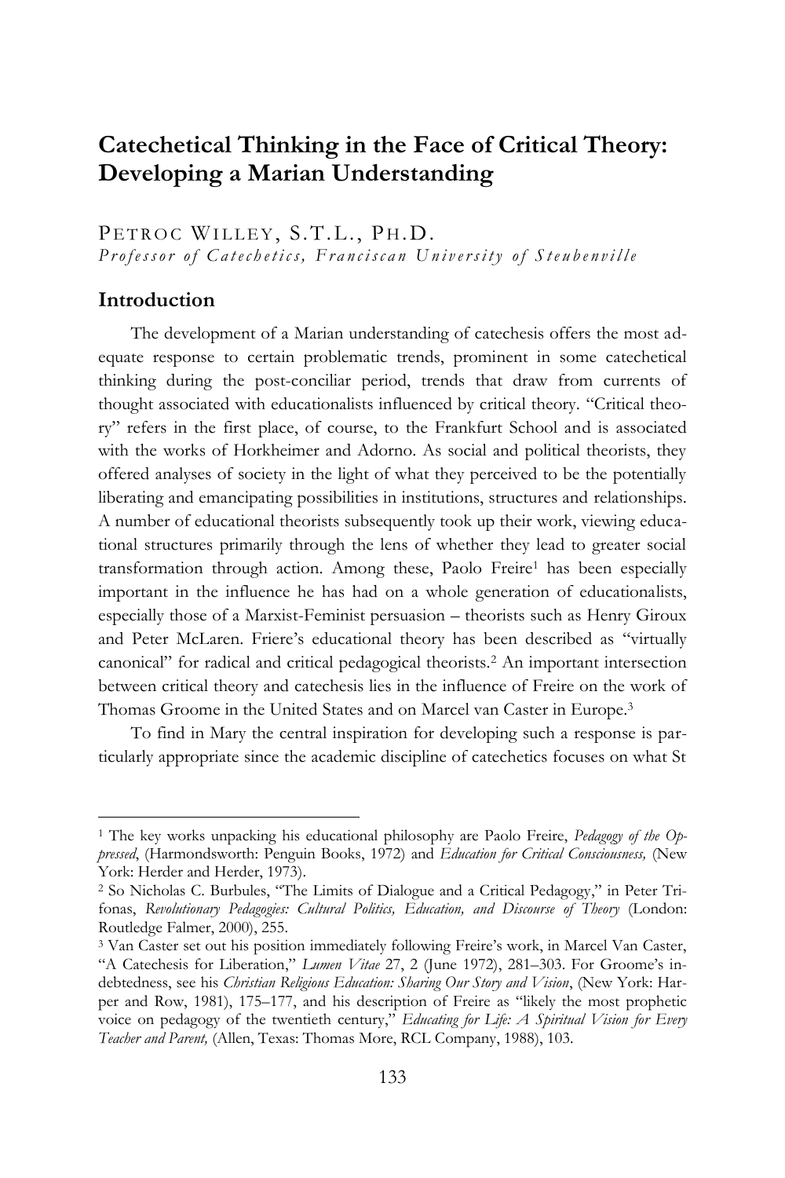# Catechetical Thinking in the Face of Critical Theory: Developing a Marian Understanding

PETROC WILLEY, S.T.L., PH.D.
*Professor of Catechetics, Franciscan University of Steubenville*

## Introduction

The development of a Marian understanding of catechesis offers the most adequate response to certain problematic trends, prominent in some catechetical thinking during the post-conciliar period, trends that draw from currents of thought associated with educationalists influenced by critical theory. "Critical theory" refers in the first place, of course, to the Frankfurt School and is associated with the works of Horkheimer and Adorno. As social and political theorists, they offered analyses of society in the light of what they perceived to be the potentially liberating and emancipating possibilities in institutions, structures and relationships. A number of educational theorists subsequently took up their work, viewing educational structures primarily through the lens of whether they lead to greater social transformation through action. Among these, Paolo Freire[1] has been especially important in the influence he has had on a whole generation of educationalists, especially those of a Marxist-Feminist persuasion – theorists such as Henry Giroux and Peter McLaren. Friere's educational theory has been described as "virtually canonical" for radical and critical pedagogical theorists.[2] An important intersection between critical theory and catechesis lies in the influence of Freire on the work of Thomas Groome in the United States and on Marcel van Caster in Europe.[3]

To find in Mary the central inspiration for developing such a response is particularly appropriate since the academic discipline of catechetics focuses on what St

---

[1] The key works unpacking his educational philosophy are Paolo Freire, *Pedagogy of the Oppressed*, (Harmondsworth: Penguin Books, 1972) and *Education for Critical Consciousness,* (New York: Herder and Herder, 1973).

[2] So Nicholas C. Burbules, "The Limits of Dialogue and a Critical Pedagogy," in Peter Trifonas, *Revolutionary Pedagogies: Cultural Politics, Education, and Discourse of Theory* (London: Routledge Falmer, 2000), 255.

[3] Van Caster set out his position immediately following Freire's work, in Marcel Van Caster, "A Catechesis for Liberation," *Lumen Vitae* 27, 2 (June 1972), 281–303. For Groome's indebtedness, see his *Christian Religious Education: Sharing Our Story and Vision*, (New York: Harper and Row, 1981), 175–177, and his description of Freire as "likely the most prophetic voice on pedagogy of the twentieth century," *Educating for Life: A Spiritual Vision for Every Teacher and Parent,* (Allen, Texas: Thomas More, RCL Company, 1988), 103.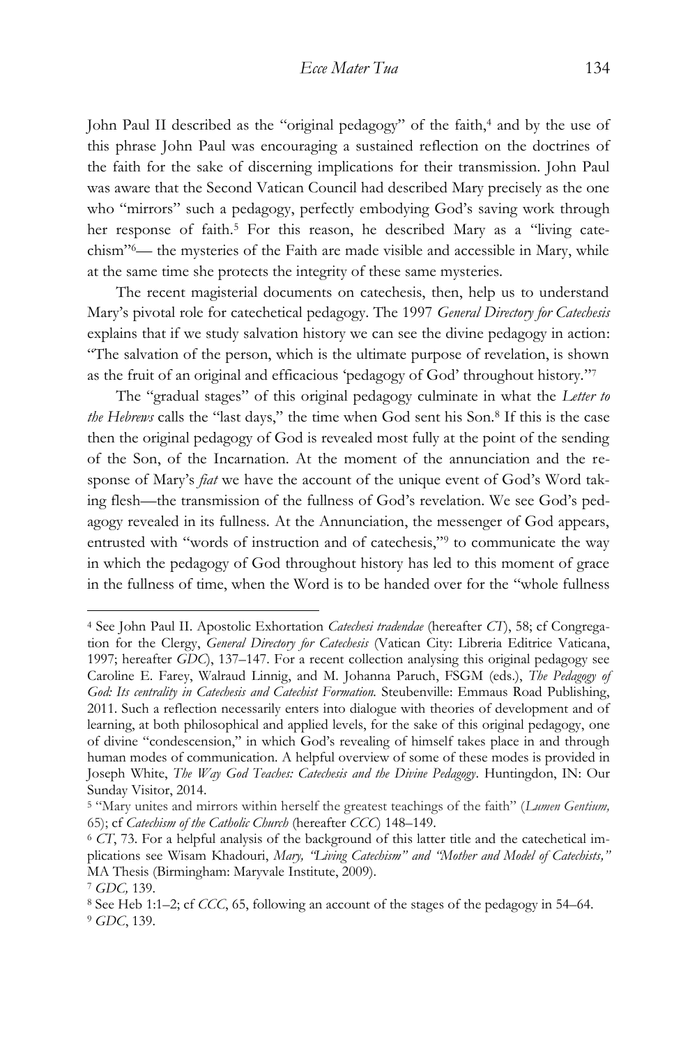John Paul II described as the "original pedagogy" of the faith,[4] and by the use of this phrase John Paul was encouraging a sustained reflection on the doctrines of the faith for the sake of discerning implications for their transmission. John Paul was aware that the Second Vatican Council had described Mary precisely as the one who "mirrors" such a pedagogy, perfectly embodying God's saving work through her response of faith.[5] For this reason, he described Mary as a "living catechism"[6]— the mysteries of the Faith are made visible and accessible in Mary, while at the same time she protects the integrity of these same mysteries.

The recent magisterial documents on catechesis, then, help us to understand Mary's pivotal role for catechetical pedagogy. The 1997 *General Directory for Catechesis* explains that if we study salvation history we can see the divine pedagogy in action: "The salvation of the person, which is the ultimate purpose of revelation, is shown as the fruit of an original and efficacious 'pedagogy of God' throughout history."[7]

The "gradual stages" of this original pedagogy culminate in what the *Letter to the Hebrews* calls the "last days," the time when God sent his Son.[8] If this is the case then the original pedagogy of God is revealed most fully at the point of the sending of the Son, of the Incarnation. At the moment of the annunciation and the response of Mary's *fiat* we have the account of the unique event of God's Word taking flesh—the transmission of the fullness of God's revelation. We see God's pedagogy revealed in its fullness. At the Annunciation, the messenger of God appears, entrusted with "words of instruction and of catechesis,"[9] to communicate the way in which the pedagogy of God throughout history has led to this moment of grace in the fullness of time, when the Word is to be handed over for the "whole fullness

---

[4] See John Paul II. Apostolic Exhortation *Catechesi tradendae* (hereafter *CT*), 58; cf Congregation for the Clergy, *General Directory for Catechesis* (Vatican City: Libreria Editrice Vaticana, 1997; hereafter *GDC*), 137–147. For a recent collection analysing this original pedagogy see Caroline E. Farey, Walraud Linnig, and M. Johanna Paruch, FSGM (eds.), *The Pedagogy of God: Its centrality in Catechesis and Catechist Formation.* Steubenville: Emmaus Road Publishing, 2011. Such a reflection necessarily enters into dialogue with theories of development and of learning, at both philosophical and applied levels, for the sake of this original pedagogy, one of divine "condescension," in which God's revealing of himself takes place in and through human modes of communication. A helpful overview of some of these modes is provided in Joseph White, *The Way God Teaches: Catechesis and the Divine Pedagogy*. Huntingdon, IN: Our Sunday Visitor, 2014.

[5] "Mary unites and mirrors within herself the greatest teachings of the faith" (*Lumen Gentium,* 65); cf *Catechism of the Catholic Church* (hereafter *CCC*) 148–149.

[6] *CT*, 73. For a helpful analysis of the background of this latter title and the catechetical implications see Wisam Khadouri, *Mary, "Living Catechism" and "Mother and Model of Catechists,"* MA Thesis (Birmingham: Maryvale Institute, 2009).

[7] *GDC,* 139.

[8] See Heb 1:1–2; cf *CCC*, 65, following an account of the stages of the pedagogy in 54–64.

[9] *GDC*, 139.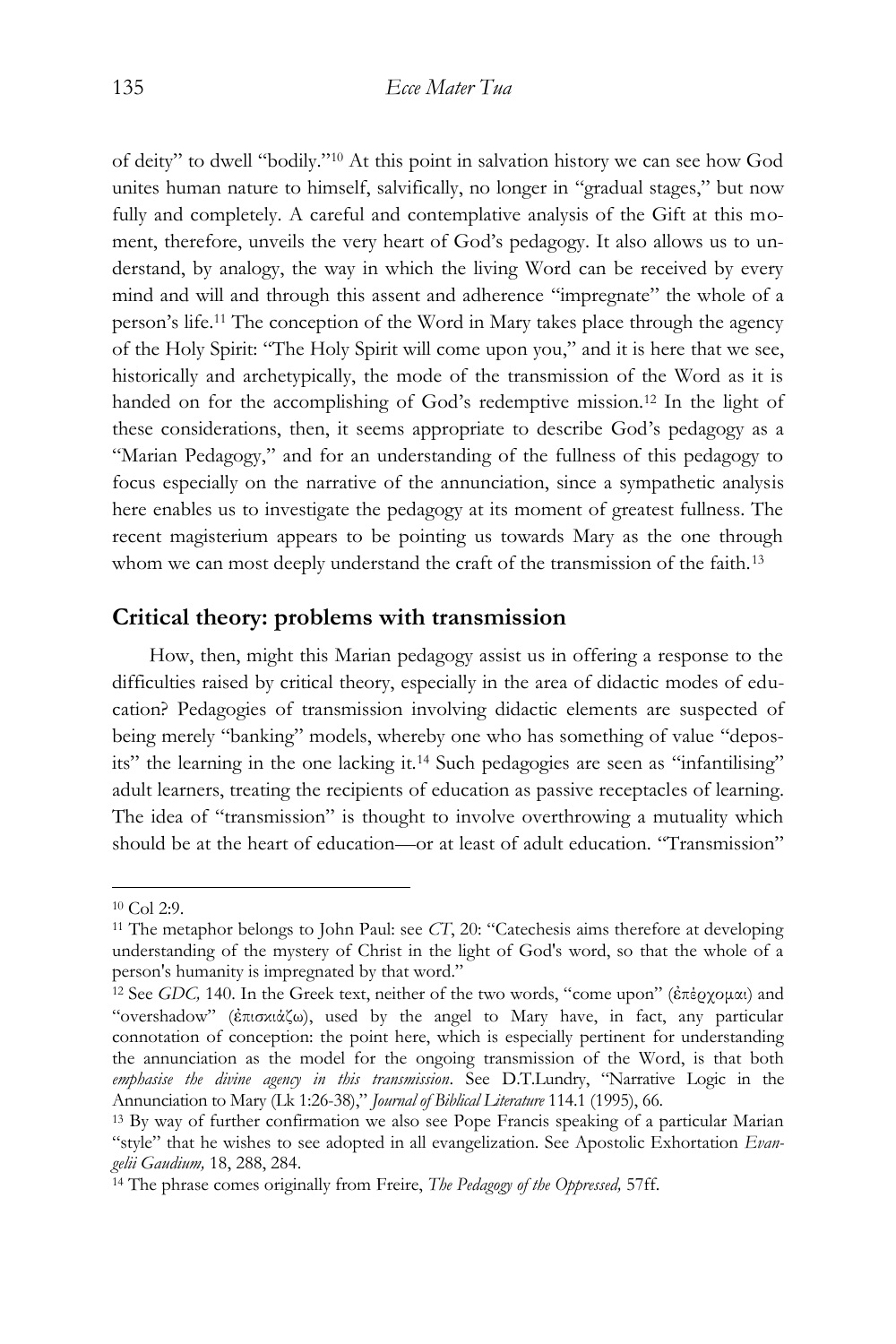of deity" to dwell "bodily."[10] At this point in salvation history we can see how God unites human nature to himself, salvifically, no longer in "gradual stages," but now fully and completely. A careful and contemplative analysis of the Gift at this moment, therefore, unveils the very heart of God's pedagogy. It also allows us to understand, by analogy, the way in which the living Word can be received by every mind and will and through this assent and adherence "impregnate" the whole of a person's life.[11] The conception of the Word in Mary takes place through the agency of the Holy Spirit: "The Holy Spirit will come upon you," and it is here that we see, historically and archetypically, the mode of the transmission of the Word as it is handed on for the accomplishing of God's redemptive mission.[12] In the light of these considerations, then, it seems appropriate to describe God's pedagogy as a "Marian Pedagogy," and for an understanding of the fullness of this pedagogy to focus especially on the narrative of the annunciation, since a sympathetic analysis here enables us to investigate the pedagogy at its moment of greatest fullness. The recent magisterium appears to be pointing us towards Mary as the one through whom we can most deeply understand the craft of the transmission of the faith.[13]

## Critical theory: problems with transmission

How, then, might this Marian pedagogy assist us in offering a response to the difficulties raised by critical theory, especially in the area of didactic modes of education? Pedagogies of transmission involving didactic elements are suspected of being merely "banking" models, whereby one who has something of value "deposits" the learning in the one lacking it.[14] Such pedagogies are seen as "infantilising" adult learners, treating the recipients of education as passive receptacles of learning. The idea of "transmission" is thought to involve overthrowing a mutuality which should be at the heart of education—or at least of adult education. "Transmission"

---

[10] Col 2:9.

[11] The metaphor belongs to John Paul: see *CT*, 20: "Catechesis aims therefore at developing understanding of the mystery of Christ in the light of God's word, so that the whole of a person's humanity is impregnated by that word."

[12] See *GDC,* 140. In the Greek text, neither of the two words, "come upon" (ἐπέρχομαι) and "overshadow" (ἐπισκιάζω), used by the angel to Mary have, in fact, any particular connotation of conception: the point here, which is especially pertinent for understanding the annunciation as the model for the ongoing transmission of the Word, is that both *emphasise the divine agency in this transmission*. See D.T.Lundry, "Narrative Logic in the Annunciation to Mary (Lk 1:26-38)," *Journal of Biblical Literature* 114.1 (1995), 66.

[13] By way of further confirmation we also see Pope Francis speaking of a particular Marian "style" that he wishes to see adopted in all evangelization. See Apostolic Exhortation *Evangelii Gaudium,* 18, 288, 284.

[14] The phrase comes originally from Freire, *The Pedagogy of the Oppressed,* 57ff.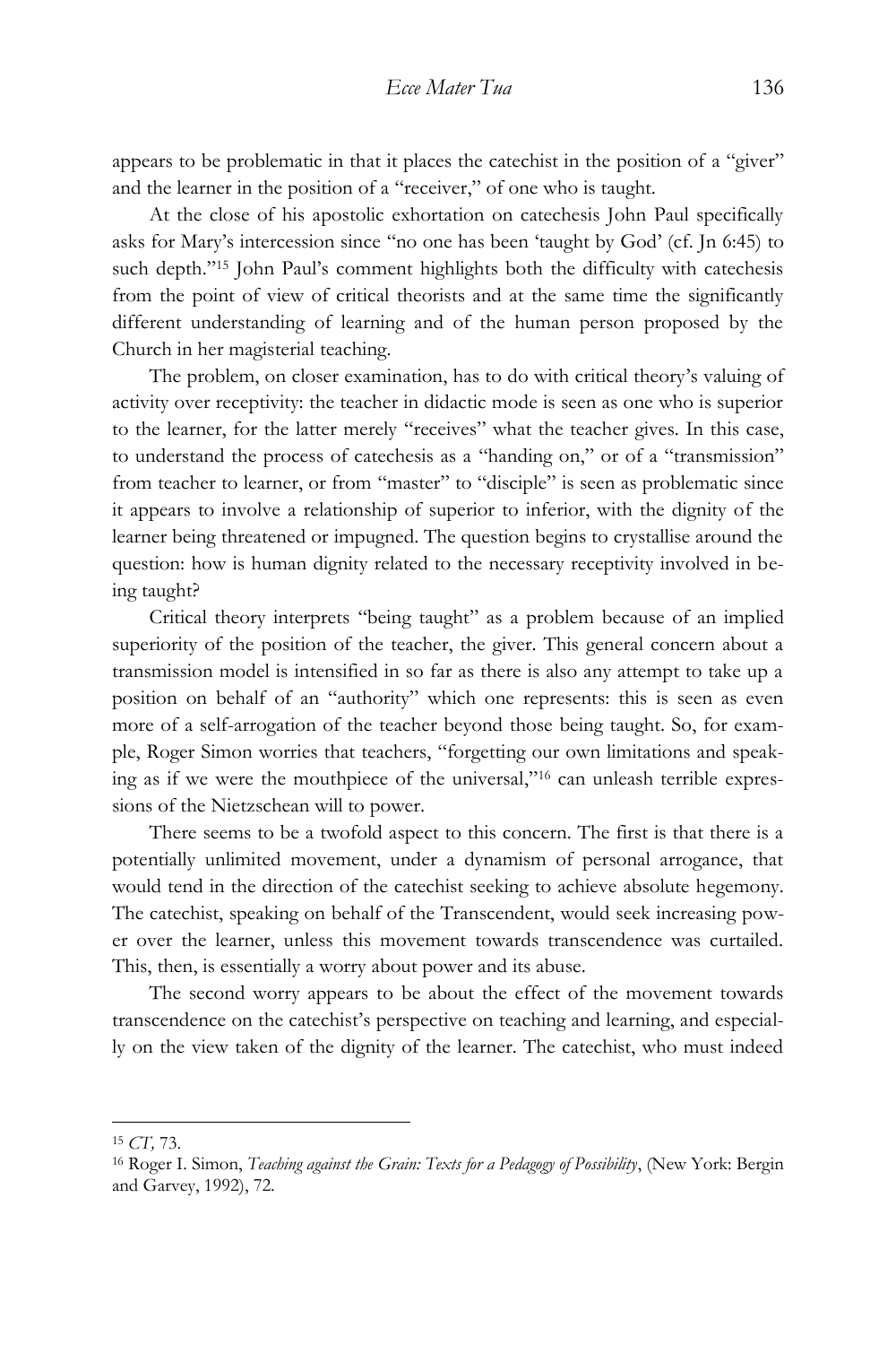appears to be problematic in that it places the catechist in the position of a "giver" and the learner in the position of a "receiver," of one who is taught.

At the close of his apostolic exhortation on catechesis John Paul specifically asks for Mary's intercession since "no one has been 'taught by God' (cf. Jn 6:45) to such depth."[15] John Paul's comment highlights both the difficulty with catechesis from the point of view of critical theorists and at the same time the significantly different understanding of learning and of the human person proposed by the Church in her magisterial teaching.

The problem, on closer examination, has to do with critical theory's valuing of activity over receptivity: the teacher in didactic mode is seen as one who is superior to the learner, for the latter merely "receives" what the teacher gives. In this case, to understand the process of catechesis as a "handing on," or of a "transmission" from teacher to learner, or from "master" to "disciple" is seen as problematic since it appears to involve a relationship of superior to inferior, with the dignity of the learner being threatened or impugned. The question begins to crystallise around the question: how is human dignity related to the necessary receptivity involved in being taught?

Critical theory interprets "being taught" as a problem because of an implied superiority of the position of the teacher, the giver. This general concern about a transmission model is intensified in so far as there is also any attempt to take up a position on behalf of an "authority" which one represents: this is seen as even more of a self-arrogation of the teacher beyond those being taught. So, for example, Roger Simon worries that teachers, "forgetting our own limitations and speaking as if we were the mouthpiece of the universal,"[16] can unleash terrible expressions of the Nietzschean will to power.

There seems to be a twofold aspect to this concern. The first is that there is a potentially unlimited movement, under a dynamism of personal arrogance, that would tend in the direction of the catechist seeking to achieve absolute hegemony. The catechist, speaking on behalf of the Transcendent, would seek increasing power over the learner, unless this movement towards transcendence was curtailed. This, then, is essentially a worry about power and its abuse.

The second worry appears to be about the effect of the movement towards transcendence on the catechist's perspective on teaching and learning, and especially on the view taken of the dignity of the learner. The catechist, who must indeed

---

[15] *CT,* 73.

[16] Roger I. Simon, *Teaching against the Grain: Texts for a Pedagogy of Possibility*, (New York: Bergin and Garvey, 1992), 72.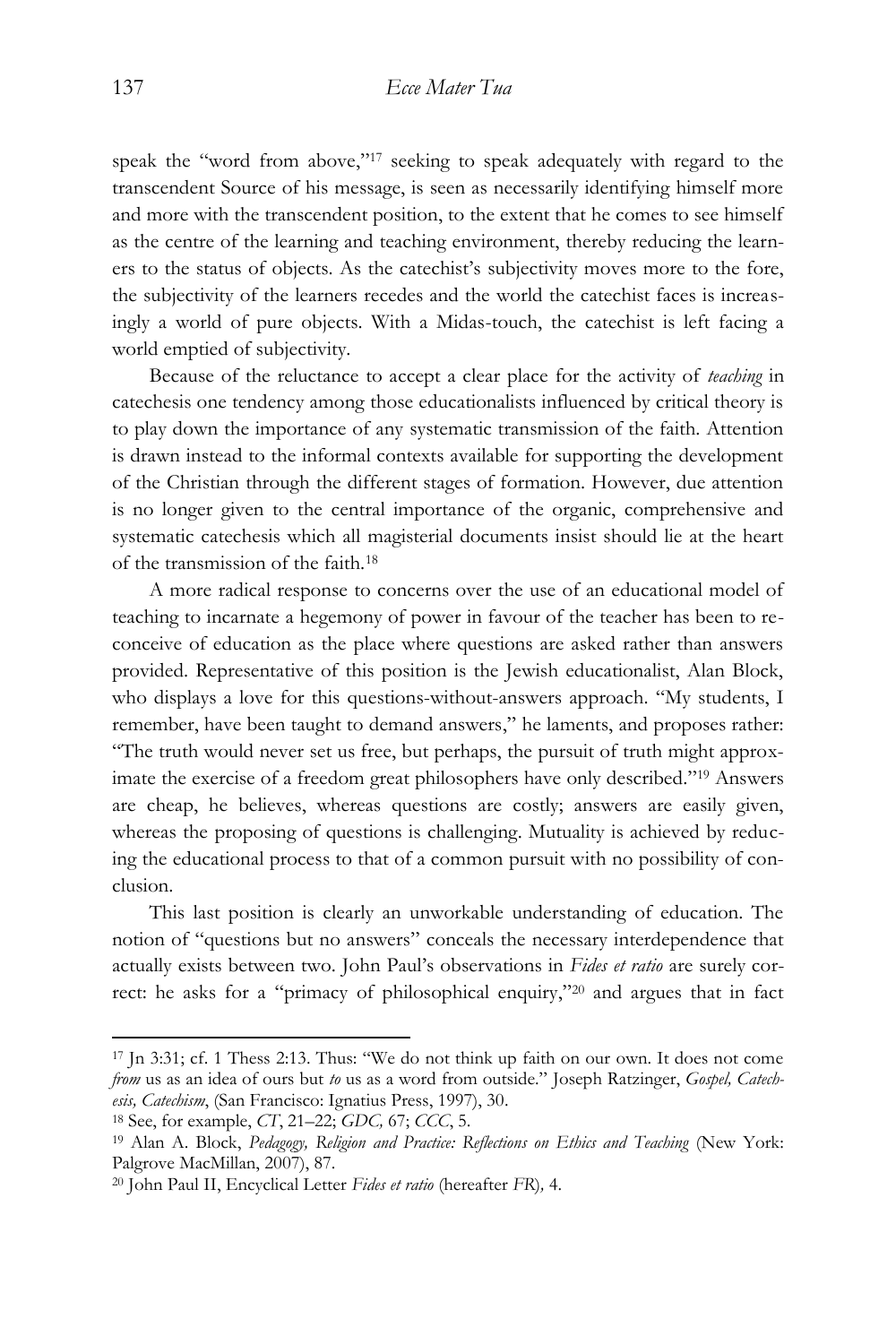speak the "word from above,"[17] seeking to speak adequately with regard to the transcendent Source of his message, is seen as necessarily identifying himself more and more with the transcendent position, to the extent that he comes to see himself as the centre of the learning and teaching environment, thereby reducing the learners to the status of objects. As the catechist's subjectivity moves more to the fore, the subjectivity of the learners recedes and the world the catechist faces is increasingly a world of pure objects. With a Midas-touch, the catechist is left facing a world emptied of subjectivity.

Because of the reluctance to accept a clear place for the activity of *teaching* in catechesis one tendency among those educationalists influenced by critical theory is to play down the importance of any systematic transmission of the faith. Attention is drawn instead to the informal contexts available for supporting the development of the Christian through the different stages of formation. However, due attention is no longer given to the central importance of the organic, comprehensive and systematic catechesis which all magisterial documents insist should lie at the heart of the transmission of the faith.[18]

A more radical response to concerns over the use of an educational model of teaching to incarnate a hegemony of power in favour of the teacher has been to reconceive of education as the place where questions are asked rather than answers provided. Representative of this position is the Jewish educationalist, Alan Block, who displays a love for this questions-without-answers approach. "My students, I remember, have been taught to demand answers," he laments, and proposes rather: "The truth would never set us free, but perhaps, the pursuit of truth might approximate the exercise of a freedom great philosophers have only described."[19] Answers are cheap, he believes, whereas questions are costly; answers are easily given, whereas the proposing of questions is challenging. Mutuality is achieved by reducing the educational process to that of a common pursuit with no possibility of conclusion.

This last position is clearly an unworkable understanding of education. The notion of "questions but no answers" conceals the necessary interdependence that actually exists between two. John Paul's observations in *Fides et ratio* are surely correct: he asks for a "primacy of philosophical enquiry,"[20] and argues that in fact

---

[17] Jn 3:31; cf. 1 Thess 2:13. Thus: "We do not think up faith on our own. It does not come *from* us as an idea of ours but *to* us as a word from outside." Joseph Ratzinger, *Gospel, Catechesis, Catechism*, (San Francisco: Ignatius Press, 1997), 30.

[18] See, for example, *CT*, 21–22; *GDC,* 67; *CCC*, 5.

[19] Alan A. Block, *Pedagogy, Religion and Practice: Reflections on Ethics and Teaching* (New York: Palgrove MacMillan, 2007), 87.

[20] John Paul II, Encyclical Letter *Fides et ratio* (hereafter *FR*)*,* 4.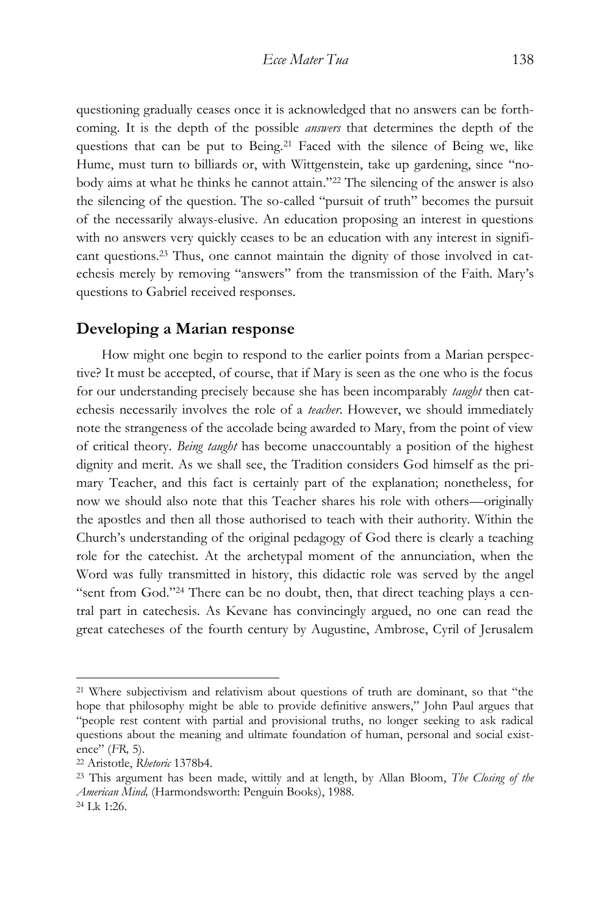questioning gradually ceases once it is acknowledged that no answers can be forthcoming. It is the depth of the possible *answers* that determines the depth of the questions that can be put to Being.[21] Faced with the silence of Being we, like Hume, must turn to billiards or, with Wittgenstein, take up gardening, since "nobody aims at what he thinks he cannot attain."[22] The silencing of the answer is also the silencing of the question. The so-called "pursuit of truth" becomes the pursuit of the necessarily always-elusive. An education proposing an interest in questions with no answers very quickly ceases to be an education with any interest in significant questions.[23] Thus, one cannot maintain the dignity of those involved in catechesis merely by removing "answers" from the transmission of the Faith. Mary's questions to Gabriel received responses.

## Developing a Marian response

How might one begin to respond to the earlier points from a Marian perspective? It must be accepted, of course, that if Mary is seen as the one who is the focus for our understanding precisely because she has been incomparably *taught* then catechesis necessarily involves the role of a *teacher*. However, we should immediately note the strangeness of the accolade being awarded to Mary, from the point of view of critical theory. *Being taught* has become unaccountably a position of the highest dignity and merit. As we shall see, the Tradition considers God himself as the primary Teacher, and this fact is certainly part of the explanation; nonetheless, for now we should also note that this Teacher shares his role with others—originally the apostles and then all those authorised to teach with their authority. Within the Church's understanding of the original pedagogy of God there is clearly a teaching role for the catechist. At the archetypal moment of the annunciation, when the Word was fully transmitted in history, this didactic role was served by the angel "sent from God."[24] There can be no doubt, then, that direct teaching plays a central part in catechesis. As Kevane has convincingly argued, no one can read the great catecheses of the fourth century by Augustine, Ambrose, Cyril of Jerusalem

---

[21] Where subjectivism and relativism about questions of truth are dominant, so that "the hope that philosophy might be able to provide definitive answers," John Paul argues that "people rest content with partial and provisional truths, no longer seeking to ask radical questions about the meaning and ultimate foundation of human, personal and social existence" (*FR,* 5).

[22] Aristotle, *Rhetoric* 1378b4.

[23] This argument has been made, wittily and at length, by Allan Bloom, *The Closing of the American Mind,* (Harmondsworth: Penguin Books), 1988.

[24] Lk 1:26.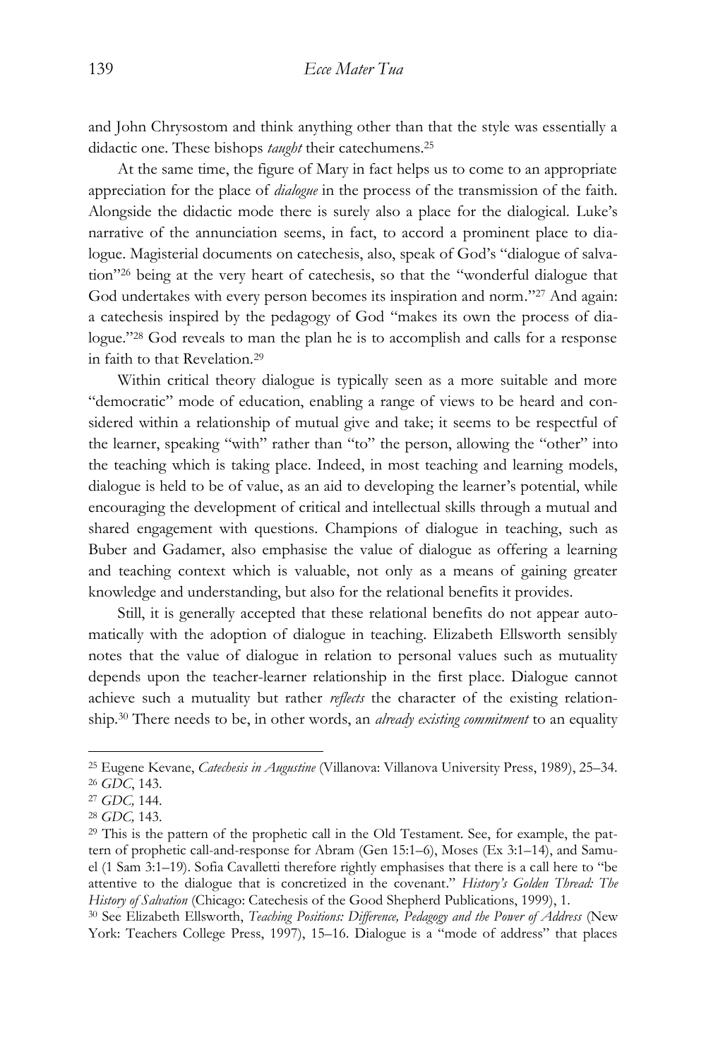and John Chrysostom and think anything other than that the style was essentially a didactic one. These bishops *taught* their catechumens.[25]

At the same time, the figure of Mary in fact helps us to come to an appropriate appreciation for the place of *dialogue* in the process of the transmission of the faith. Alongside the didactic mode there is surely also a place for the dialogical. Luke's narrative of the annunciation seems, in fact, to accord a prominent place to dialogue. Magisterial documents on catechesis, also, speak of God's "dialogue of salvation"[26] being at the very heart of catechesis, so that the "wonderful dialogue that God undertakes with every person becomes its inspiration and norm."[27] And again: a catechesis inspired by the pedagogy of God "makes its own the process of dialogue."[28] God reveals to man the plan he is to accomplish and calls for a response in faith to that Revelation.[29]

Within critical theory dialogue is typically seen as a more suitable and more "democratic" mode of education, enabling a range of views to be heard and considered within a relationship of mutual give and take; it seems to be respectful of the learner, speaking "with" rather than "to" the person, allowing the "other" into the teaching which is taking place. Indeed, in most teaching and learning models, dialogue is held to be of value, as an aid to developing the learner's potential, while encouraging the development of critical and intellectual skills through a mutual and shared engagement with questions. Champions of dialogue in teaching, such as Buber and Gadamer, also emphasise the value of dialogue as offering a learning and teaching context which is valuable, not only as a means of gaining greater knowledge and understanding, but also for the relational benefits it provides.

Still, it is generally accepted that these relational benefits do not appear automatically with the adoption of dialogue in teaching. Elizabeth Ellsworth sensibly notes that the value of dialogue in relation to personal values such as mutuality depends upon the teacher-learner relationship in the first place. Dialogue cannot achieve such a mutuality but rather *reflects* the character of the existing relationship.[30] There needs to be, in other words, an *already existing commitment* to an equality

---

[25] Eugene Kevane, *Catechesis in Augustine* (Villanova: Villanova University Press, 1989), 25–34.

[26] *GDC*, 143.

[27] *GDC,* 144.

[28] *GDC,* 143.

[29] This is the pattern of the prophetic call in the Old Testament. See, for example, the pattern of prophetic call-and-response for Abram (Gen 15:1–6), Moses (Ex 3:1–14), and Samuel (1 Sam 3:1–19). Sofia Cavalletti therefore rightly emphasises that there is a call here to "be attentive to the dialogue that is concretized in the covenant." *History's Golden Thread: The History of Salvation* (Chicago: Catechesis of the Good Shepherd Publications, 1999), 1.

[30] See Elizabeth Ellsworth, *Teaching Positions: Difference, Pedagogy and the Power of Address* (New York: Teachers College Press, 1997), 15–16. Dialogue is a "mode of address" that places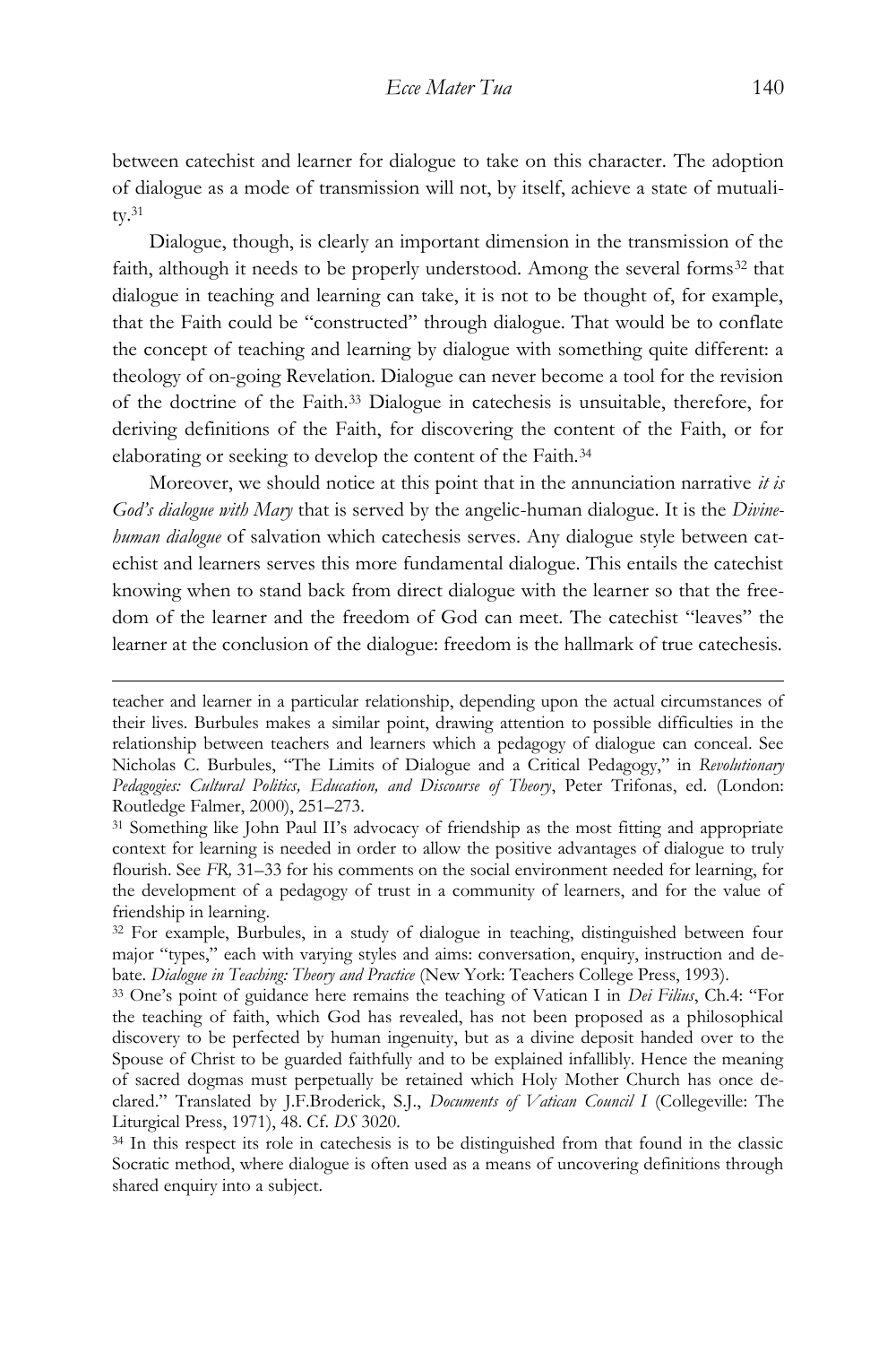between catechist and learner for dialogue to take on this character. The adoption of dialogue as a mode of transmission will not, by itself, achieve a state of mutuality.[31]

Dialogue, though, is clearly an important dimension in the transmission of the faith, although it needs to be properly understood. Among the several forms[32] that dialogue in teaching and learning can take, it is not to be thought of, for example, that the Faith could be "constructed" through dialogue. That would be to conflate the concept of teaching and learning by dialogue with something quite different: a theology of on-going Revelation. Dialogue can never become a tool for the revision of the doctrine of the Faith.[33] Dialogue in catechesis is unsuitable, therefore, for deriving definitions of the Faith, for discovering the content of the Faith, or for elaborating or seeking to develop the content of the Faith.[34]

Moreover, we should notice at this point that in the annunciation narrative *it is God's dialogue with Mary* that is served by the angelic-human dialogue. It is the *Divine-human dialogue* of salvation which catechesis serves. Any dialogue style between catechist and learners serves this more fundamental dialogue. This entails the catechist knowing when to stand back from direct dialogue with the learner so that the freedom of the learner and the freedom of God can meet. The catechist "leaves" the learner at the conclusion of the dialogue: freedom is the hallmark of true catechesis.

---

teacher and learner in a particular relationship, depending upon the actual circumstances of their lives. Burbules makes a similar point, drawing attention to possible difficulties in the relationship between teachers and learners which a pedagogy of dialogue can conceal. See Nicholas C. Burbules, "The Limits of Dialogue and a Critical Pedagogy," in *Revolutionary Pedagogies: Cultural Politics, Education, and Discourse of Theory*, Peter Trifonas, ed. (London: Routledge Falmer, 2000), 251–273.

[31] Something like John Paul II's advocacy of friendship as the most fitting and appropriate context for learning is needed in order to allow the positive advantages of dialogue to truly flourish. See *FR,* 31–33 for his comments on the social environment needed for learning, for the development of a pedagogy of trust in a community of learners, and for the value of friendship in learning.

[32] For example, Burbules, in a study of dialogue in teaching, distinguished between four major "types," each with varying styles and aims: conversation, enquiry, instruction and debate. *Dialogue in Teaching: Theory and Practice* (New York: Teachers College Press, 1993).

[33] One's point of guidance here remains the teaching of Vatican I in *Dei Filius*, Ch.4: "For the teaching of faith, which God has revealed, has not been proposed as a philosophical discovery to be perfected by human ingenuity, but as a divine deposit handed over to the Spouse of Christ to be guarded faithfully and to be explained infallibly. Hence the meaning of sacred dogmas must perpetually be retained which Holy Mother Church has once declared." Translated by J.F.Broderick, S.J., *Documents of Vatican Council I* (Collegeville: The Liturgical Press, 1971), 48. Cf. *DS* 3020.

[34] In this respect its role in catechesis is to be distinguished from that found in the classic Socratic method, where dialogue is often used as a means of uncovering definitions through shared enquiry into a subject.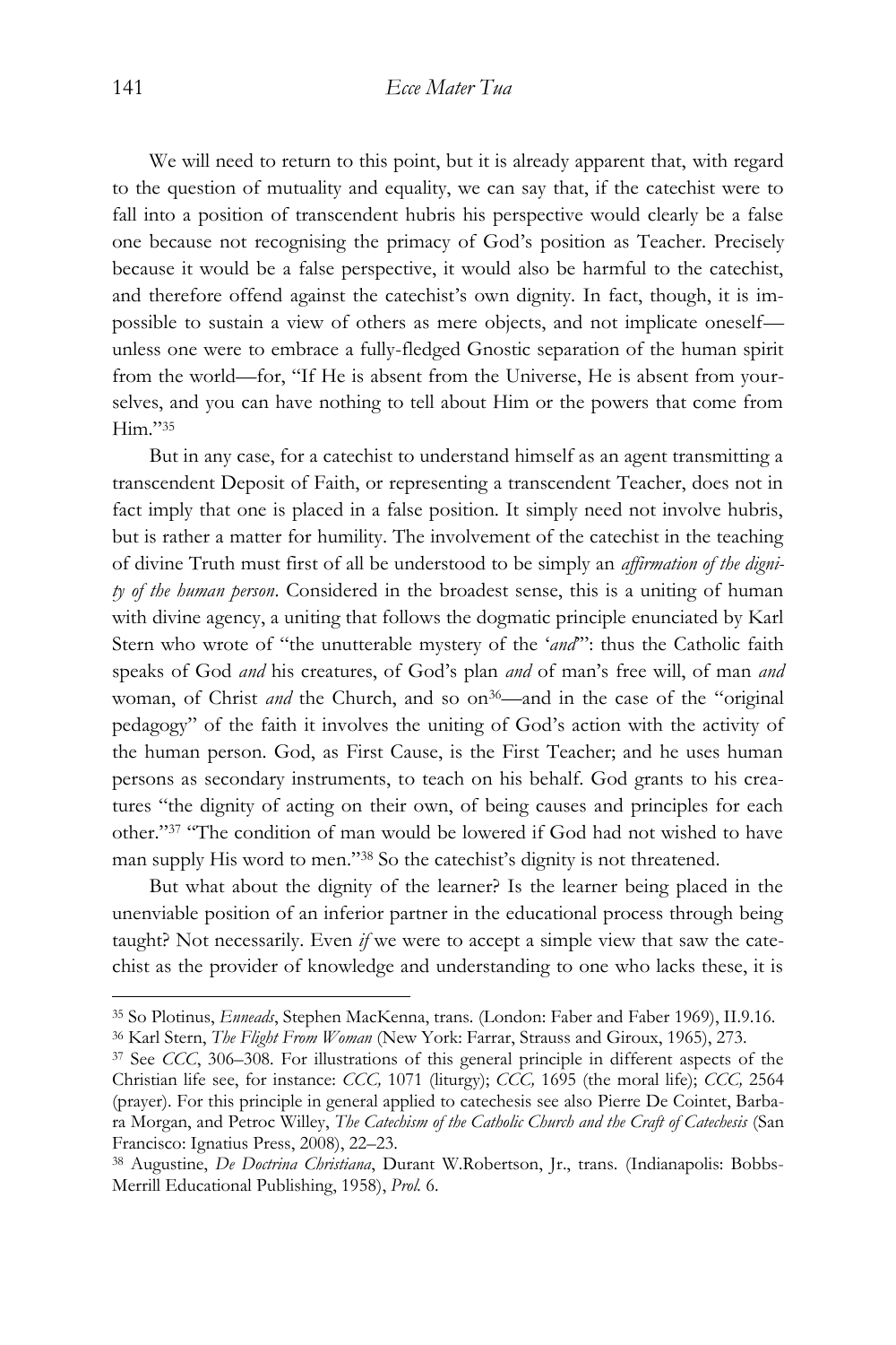We will need to return to this point, but it is already apparent that, with regard to the question of mutuality and equality, we can say that, if the catechist were to fall into a position of transcendent hubris his perspective would clearly be a false one because not recognising the primacy of God's position as Teacher. Precisely because it would be a false perspective, it would also be harmful to the catechist, and therefore offend against the catechist's own dignity. In fact, though, it is impossible to sustain a view of others as mere objects, and not implicate oneself—unless one were to embrace a fully-fledged Gnostic separation of the human spirit from the world—for, "If He is absent from the Universe, He is absent from yourselves, and you can have nothing to tell about Him or the powers that come from Him."[35]

But in any case, for a catechist to understand himself as an agent transmitting a transcendent Deposit of Faith, or representing a transcendent Teacher, does not in fact imply that one is placed in a false position. It simply need not involve hubris, but is rather a matter for humility. The involvement of the catechist in the teaching of divine Truth must first of all be understood to be simply an *affirmation of the dignity of the human person*. Considered in the broadest sense, this is a uniting of human with divine agency, a uniting that follows the dogmatic principle enunciated by Karl Stern who wrote of "the unutterable mystery of the '*and*'": thus the Catholic faith speaks of God *and* his creatures, of God's plan *and* of man's free will, of man *and* woman, of Christ *and* the Church, and so on[36]—and in the case of the "original pedagogy" of the faith it involves the uniting of God's action with the activity of the human person. God, as First Cause, is the First Teacher; and he uses human persons as secondary instruments, to teach on his behalf. God grants to his creatures "the dignity of acting on their own, of being causes and principles for each other."[37] "The condition of man would be lowered if God had not wished to have man supply His word to men."[38] So the catechist's dignity is not threatened.

But what about the dignity of the learner? Is the learner being placed in the unenviable position of an inferior partner in the educational process through being taught? Not necessarily. Even *if* we were to accept a simple view that saw the catechist as the provider of knowledge and understanding to one who lacks these, it is

---

[35] So Plotinus, *Enneads*, Stephen MacKenna, trans. (London: Faber and Faber 1969), II.9.16.

[36] Karl Stern, *The Flight From Woman* (New York: Farrar, Strauss and Giroux, 1965), 273.

[37] See *CCC*, 306–308. For illustrations of this general principle in different aspects of the Christian life see, for instance: *CCC,* 1071 (liturgy); *CCC,* 1695 (the moral life); *CCC,* 2564 (prayer). For this principle in general applied to catechesis see also Pierre De Cointet, Barbara Morgan, and Petroc Willey, *The Catechism of the Catholic Church and the Craft of Catechesis* (San Francisco: Ignatius Press, 2008), 22–23.

[38] Augustine, *De Doctrina Christiana*, Durant W.Robertson, Jr., trans. (Indianapolis: Bobbs-Merrill Educational Publishing, 1958), *Prol.* 6.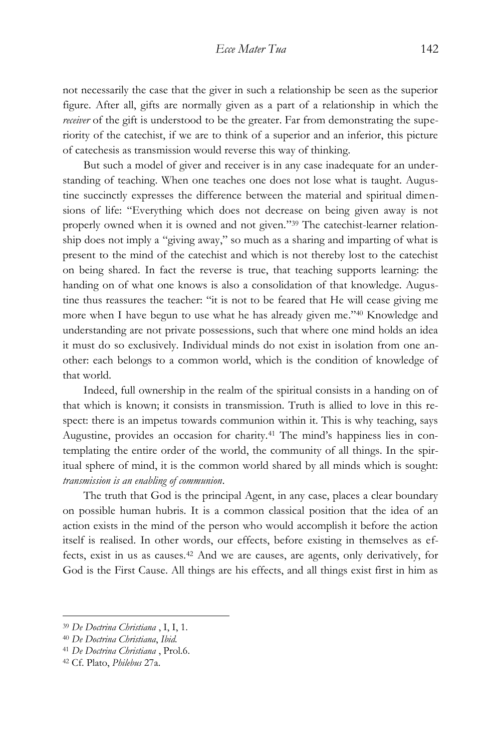not necessarily the case that the giver in such a relationship be seen as the superior figure. After all, gifts are normally given as a part of a relationship in which the *receiver* of the gift is understood to be the greater. Far from demonstrating the superiority of the catechist, if we are to think of a superior and an inferior, this picture of catechesis as transmission would reverse this way of thinking.

But such a model of giver and receiver is in any case inadequate for an understanding of teaching. When one teaches one does not lose what is taught. Augustine succinctly expresses the difference between the material and spiritual dimensions of life: "Everything which does not decrease on being given away is not properly owned when it is owned and not given."[39] The catechist-learner relationship does not imply a "giving away," so much as a sharing and imparting of what is present to the mind of the catechist and which is not thereby lost to the catechist on being shared. In fact the reverse is true, that teaching supports learning: the handing on of what one knows is also a consolidation of that knowledge. Augustine thus reassures the teacher: "it is not to be feared that He will cease giving me more when I have begun to use what he has already given me."[40] Knowledge and understanding are not private possessions, such that where one mind holds an idea it must do so exclusively. Individual minds do not exist in isolation from one another: each belongs to a common world, which is the condition of knowledge of that world.

Indeed, full ownership in the realm of the spiritual consists in a handing on of that which is known; it consists in transmission. Truth is allied to love in this respect: there is an impetus towards communion within it. This is why teaching, says Augustine, provides an occasion for charity.[41] The mind's happiness lies in contemplating the entire order of the world, the community of all things. In the spiritual sphere of mind, it is the common world shared by all minds which is sought: *transmission is an enabling of communion*.

The truth that God is the principal Agent, in any case, places a clear boundary on possible human hubris. It is a common classical position that the idea of an action exists in the mind of the person who would accomplish it before the action itself is realised. In other words, our effects, before existing in themselves as effects, exist in us as causes.[42] And we are causes, are agents, only derivatively, for God is the First Cause. All things are his effects, and all things exist first in him as

---

[39] *De Doctrina Christiana* , I, I, 1.

[40] *De Doctrina Christiana*, *Ibid.*

[41] *De Doctrina Christiana* , Prol.6.

[42] Cf. Plato, *Philebus* 27a.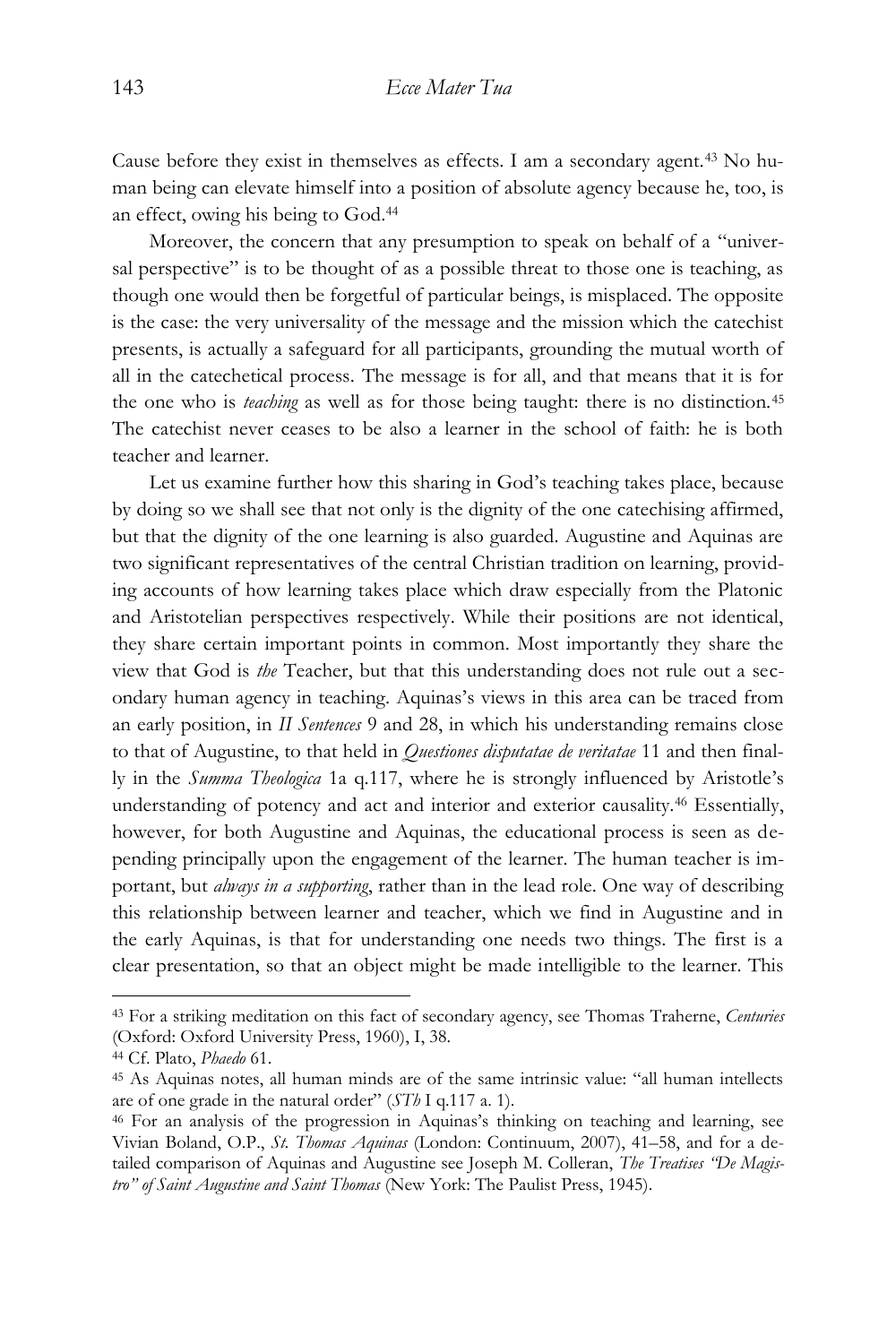Cause before they exist in themselves as effects. I am a secondary agent.[43] No human being can elevate himself into a position of absolute agency because he, too, is an effect, owing his being to God.[44]

Moreover, the concern that any presumption to speak on behalf of a "universal perspective" is to be thought of as a possible threat to those one is teaching, as though one would then be forgetful of particular beings, is misplaced. The opposite is the case: the very universality of the message and the mission which the catechist presents, is actually a safeguard for all participants, grounding the mutual worth of all in the catechetical process. The message is for all, and that means that it is for the one who is *teaching* as well as for those being taught: there is no distinction.[45] The catechist never ceases to be also a learner in the school of faith: he is both teacher and learner.

Let us examine further how this sharing in God's teaching takes place, because by doing so we shall see that not only is the dignity of the one catechising affirmed, but that the dignity of the one learning is also guarded. Augustine and Aquinas are two significant representatives of the central Christian tradition on learning, providing accounts of how learning takes place which draw especially from the Platonic and Aristotelian perspectives respectively. While their positions are not identical, they share certain important points in common. Most importantly they share the view that God is *the* Teacher, but that this understanding does not rule out a secondary human agency in teaching. Aquinas's views in this area can be traced from an early position, in *II Sentences* 9 and 28, in which his understanding remains close to that of Augustine, to that held in *Questiones disputatae de veritatae* 11 and then finally in the *Summa Theologica* 1a q.117, where he is strongly influenced by Aristotle's understanding of potency and act and interior and exterior causality.[46] Essentially, however, for both Augustine and Aquinas, the educational process is seen as depending principally upon the engagement of the learner. The human teacher is important, but *always in a supporting*, rather than in the lead role. One way of describing this relationship between learner and teacher, which we find in Augustine and in the early Aquinas, is that for understanding one needs two things. The first is a clear presentation, so that an object might be made intelligible to the learner. This

---

[43] For a striking meditation on this fact of secondary agency, see Thomas Traherne, *Centuries* (Oxford: Oxford University Press, 1960), I, 38.

[44] Cf. Plato, *Phaedo* 61.

[45] As Aquinas notes, all human minds are of the same intrinsic value: "all human intellects are of one grade in the natural order" (*STh* I q.117 a. 1).

[46] For an analysis of the progression in Aquinas's thinking on teaching and learning, see Vivian Boland, O.P., *St. Thomas Aquinas* (London: Continuum, 2007), 41–58, and for a detailed comparison of Aquinas and Augustine see Joseph M. Colleran, *The Treatises "De Magistro" of Saint Augustine and Saint Thomas* (New York: The Paulist Press, 1945).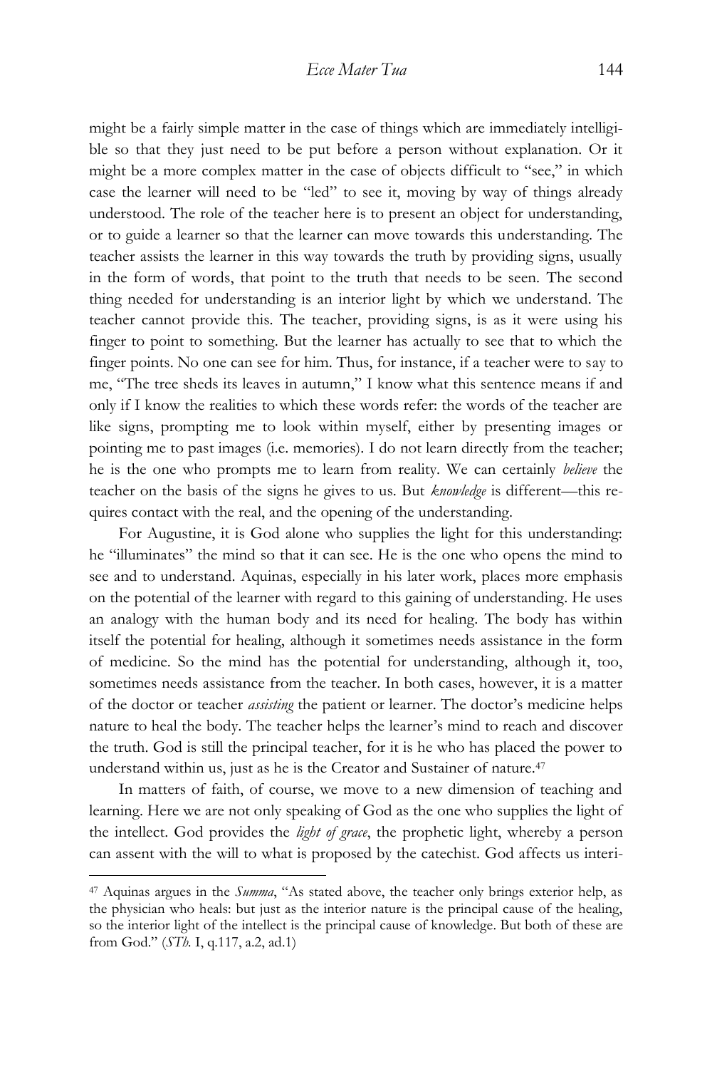might be a fairly simple matter in the case of things which are immediately intelligible so that they just need to be put before a person without explanation. Or it might be a more complex matter in the case of objects difficult to "see," in which case the learner will need to be "led" to see it, moving by way of things already understood. The role of the teacher here is to present an object for understanding, or to guide a learner so that the learner can move towards this understanding. The teacher assists the learner in this way towards the truth by providing signs, usually in the form of words, that point to the truth that needs to be seen. The second thing needed for understanding is an interior light by which we understand. The teacher cannot provide this. The teacher, providing signs, is as it were using his finger to point to something. But the learner has actually to see that to which the finger points. No one can see for him. Thus, for instance, if a teacher were to say to me, "The tree sheds its leaves in autumn," I know what this sentence means if and only if I know the realities to which these words refer: the words of the teacher are like signs, prompting me to look within myself, either by presenting images or pointing me to past images (i.e. memories). I do not learn directly from the teacher; he is the one who prompts me to learn from reality. We can certainly *believe* the teacher on the basis of the signs he gives to us. But *knowledge* is different—this requires contact with the real, and the opening of the understanding.

For Augustine, it is God alone who supplies the light for this understanding: he "illuminates" the mind so that it can see. He is the one who opens the mind to see and to understand. Aquinas, especially in his later work, places more emphasis on the potential of the learner with regard to this gaining of understanding. He uses an analogy with the human body and its need for healing. The body has within itself the potential for healing, although it sometimes needs assistance in the form of medicine. So the mind has the potential for understanding, although it, too, sometimes needs assistance from the teacher. In both cases, however, it is a matter of the doctor or teacher *assisting* the patient or learner. The doctor's medicine helps nature to heal the body. The teacher helps the learner's mind to reach and discover the truth. God is still the principal teacher, for it is he who has placed the power to understand within us, just as he is the Creator and Sustainer of nature.[47]

In matters of faith, of course, we move to a new dimension of teaching and learning. Here we are not only speaking of God as the one who supplies the light of the intellect. God provides the *light of grace*, the prophetic light, whereby a person can assent with the will to what is proposed by the catechist. God affects us interi-

---

[47] Aquinas argues in the *Summa*, "As stated above, the teacher only brings exterior help, as the physician who heals: but just as the interior nature is the principal cause of the healing, so the interior light of the intellect is the principal cause of knowledge. But both of these are from God." (*STh.* I, q.117, a.2, ad.1)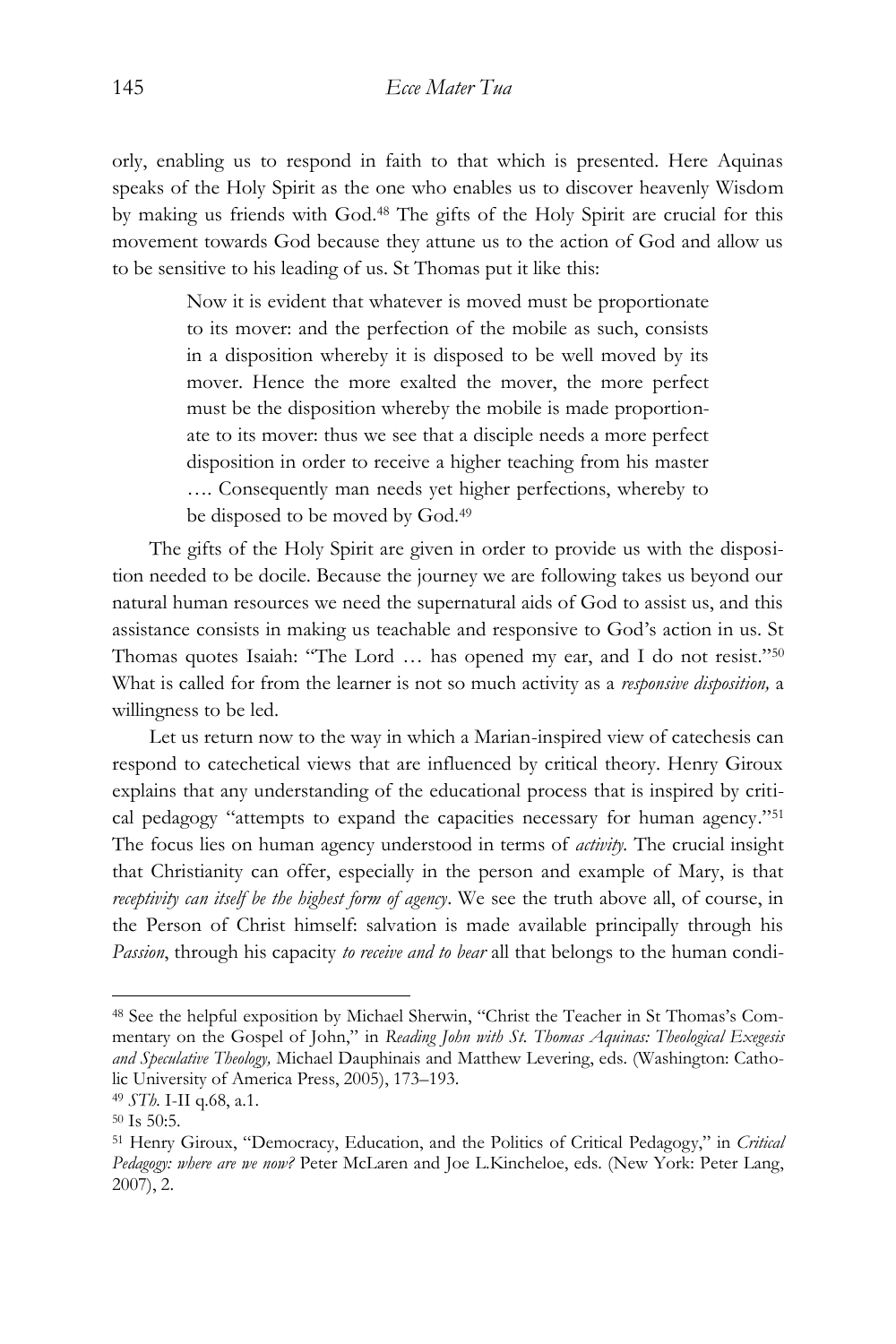orly, enabling us to respond in faith to that which is presented. Here Aquinas speaks of the Holy Spirit as the one who enables us to discover heavenly Wisdom by making us friends with God.[48] The gifts of the Holy Spirit are crucial for this movement towards God because they attune us to the action of God and allow us to be sensitive to his leading of us. St Thomas put it like this:

> Now it is evident that whatever is moved must be proportionate to its mover: and the perfection of the mobile as such, consists in a disposition whereby it is disposed to be well moved by its mover. Hence the more exalted the mover, the more perfect must be the disposition whereby the mobile is made proportionate to its mover: thus we see that a disciple needs a more perfect disposition in order to receive a higher teaching from his master …. Consequently man needs yet higher perfections, whereby to be disposed to be moved by God.[49]

The gifts of the Holy Spirit are given in order to provide us with the disposition needed to be docile. Because the journey we are following takes us beyond our natural human resources we need the supernatural aids of God to assist us, and this assistance consists in making us teachable and responsive to God's action in us. St Thomas quotes Isaiah: "The Lord … has opened my ear, and I do not resist."[50] What is called for from the learner is not so much activity as a *responsive disposition,* a willingness to be led.

Let us return now to the way in which a Marian-inspired view of catechesis can respond to catechetical views that are influenced by critical theory. Henry Giroux explains that any understanding of the educational process that is inspired by critical pedagogy "attempts to expand the capacities necessary for human agency."[51] The focus lies on human agency understood in terms of *activity.* The crucial insight that Christianity can offer, especially in the person and example of Mary, is that *receptivity can itself be the highest form of agency*. We see the truth above all, of course, in the Person of Christ himself: salvation is made available principally through his *Passion*, through his capacity *to receive and to bear* all that belongs to the human condi-

---

[48] See the helpful exposition by Michael Sherwin, "Christ the Teacher in St Thomas's Commentary on the Gospel of John," in *Reading John with St. Thomas Aquinas: Theological Exegesis and Speculative Theology,* Michael Dauphinais and Matthew Levering, eds. (Washington: Catholic University of America Press, 2005), 173–193.

[49] *STh.* I-II q.68, a.1.

[50] Is 50:5.

[51] Henry Giroux, "Democracy, Education, and the Politics of Critical Pedagogy," in *Critical Pedagogy: where are we now?* Peter McLaren and Joe L.Kincheloe, eds. (New York: Peter Lang, 2007), 2.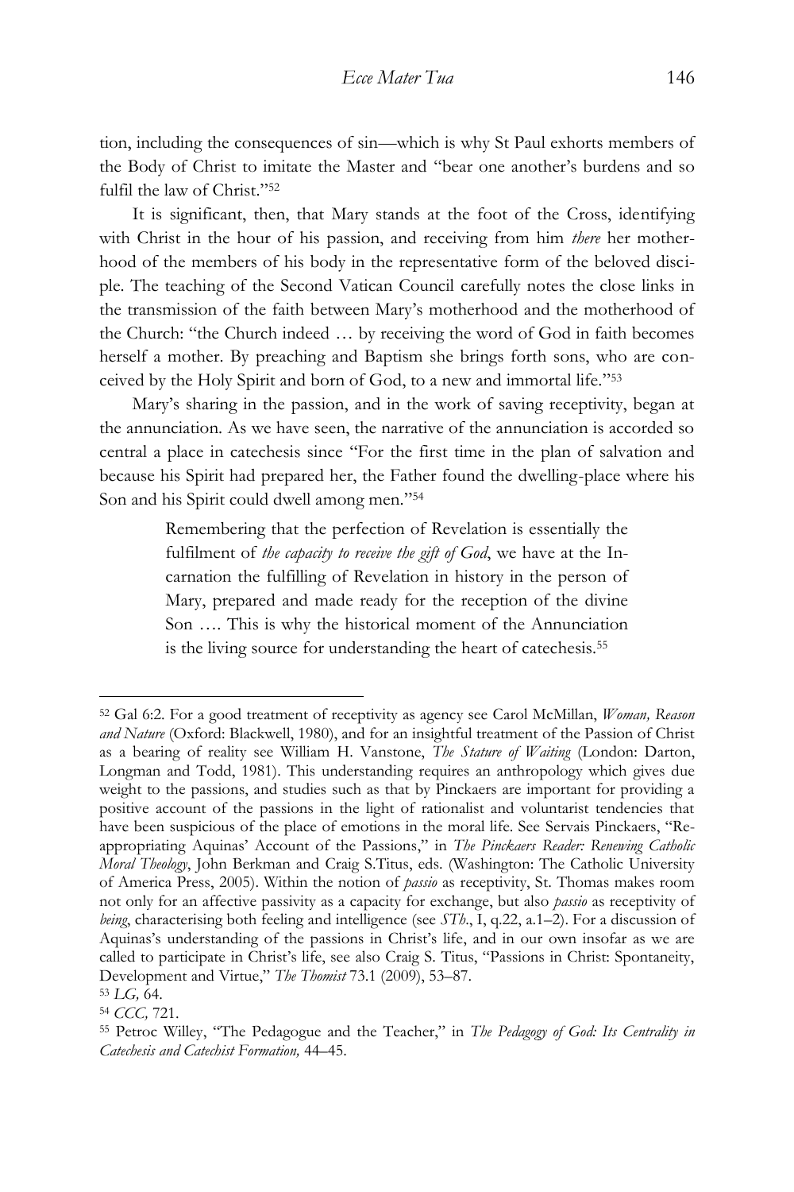tion, including the consequences of sin—which is why St Paul exhorts members of the Body of Christ to imitate the Master and "bear one another's burdens and so fulfil the law of Christ."[52]

It is significant, then, that Mary stands at the foot of the Cross, identifying with Christ in the hour of his passion, and receiving from him *there* her motherhood of the members of his body in the representative form of the beloved disciple. The teaching of the Second Vatican Council carefully notes the close links in the transmission of the faith between Mary's motherhood and the motherhood of the Church: "the Church indeed … by receiving the word of God in faith becomes herself a mother. By preaching and Baptism she brings forth sons, who are conceived by the Holy Spirit and born of God, to a new and immortal life."[53]

Mary's sharing in the passion, and in the work of saving receptivity, began at the annunciation. As we have seen, the narrative of the annunciation is accorded so central a place in catechesis since "For the first time in the plan of salvation and because his Spirit had prepared her, the Father found the dwelling-place where his Son and his Spirit could dwell among men."[54]

> Remembering that the perfection of Revelation is essentially the fulfilment of *the capacity to receive the gift of God*, we have at the Incarnation the fulfilling of Revelation in history in the person of Mary, prepared and made ready for the reception of the divine Son …. This is why the historical moment of the Annunciation is the living source for understanding the heart of catechesis.[55]

---

[52] Gal 6:2. For a good treatment of receptivity as agency see Carol McMillan, *Woman, Reason and Nature* (Oxford: Blackwell, 1980), and for an insightful treatment of the Passion of Christ as a bearing of reality see William H. Vanstone, *The Stature of Waiting* (London: Darton, Longman and Todd, 1981). This understanding requires an anthropology which gives due weight to the passions, and studies such as that by Pinckaers are important for providing a positive account of the passions in the light of rationalist and voluntarist tendencies that have been suspicious of the place of emotions in the moral life. See Servais Pinckaers, "Re-appropriating Aquinas' Account of the Passions," in *The Pinckaers Reader: Renewing Catholic Moral Theology*, John Berkman and Craig S.Titus, eds. (Washington: The Catholic University of America Press, 2005). Within the notion of *passio* as receptivity, St. Thomas makes room not only for an affective passivity as a capacity for exchange, but also *passio* as receptivity of *being*, characterising both feeling and intelligence (see *STh*., I, q.22, a.1–2). For a discussion of Aquinas's understanding of the passions in Christ's life, and in our own insofar as we are called to participate in Christ's life, see also Craig S. Titus, "Passions in Christ: Spontaneity, Development and Virtue," *The Thomist* 73.1 (2009), 53–87.

[53] *LG,* 64.

[54] *CCC,* 721.

[55] Petroc Willey, "The Pedagogue and the Teacher," in *The Pedagogy of God: Its Centrality in Catechesis and Catechist Formation,* 44–45.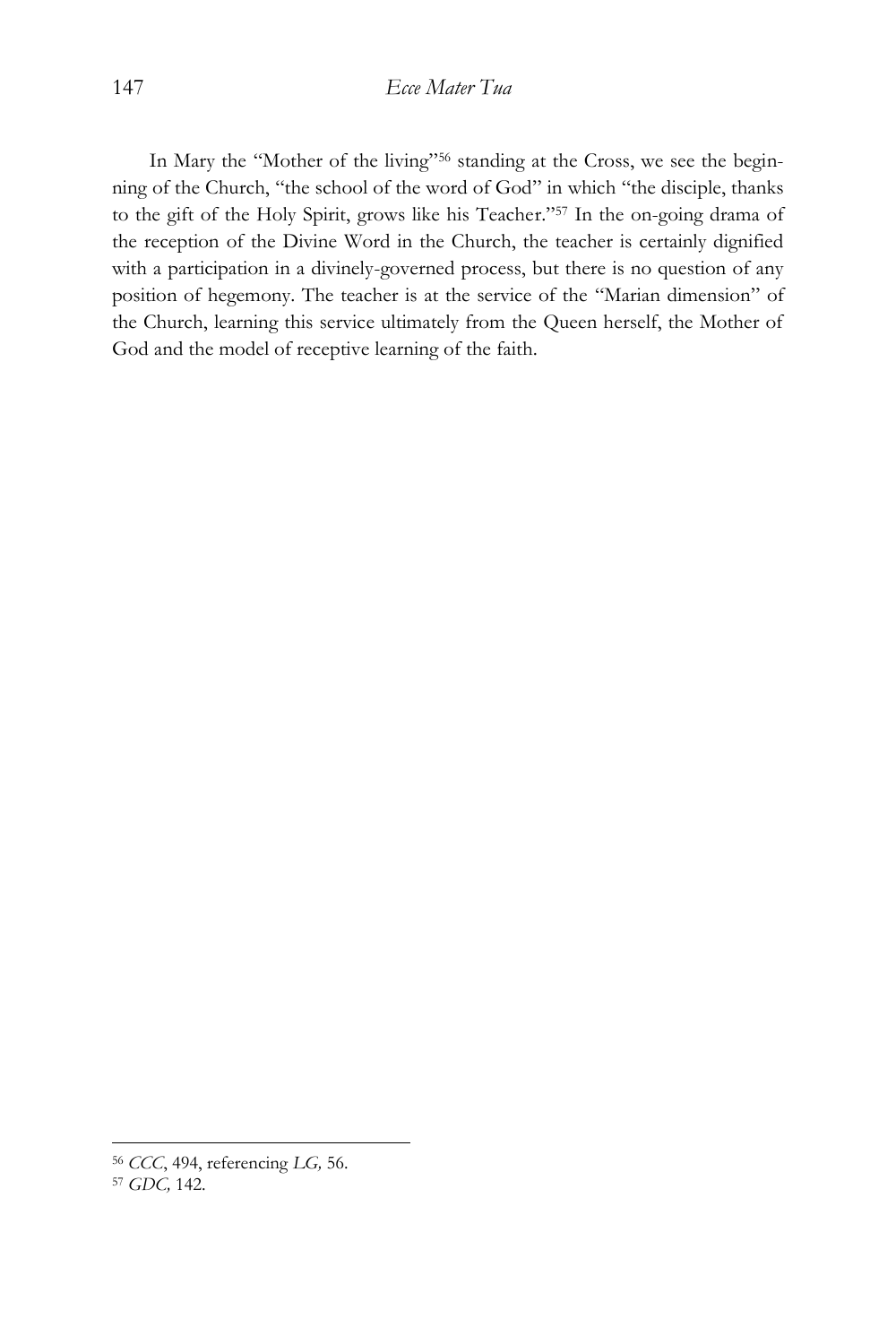In Mary the "Mother of the living"[56] standing at the Cross, we see the beginning of the Church, "the school of the word of God" in which "the disciple, thanks to the gift of the Holy Spirit, grows like his Teacher."[57] In the on-going drama of the reception of the Divine Word in the Church, the teacher is certainly dignified with a participation in a divinely-governed process, but there is no question of any position of hegemony. The teacher is at the service of the "Marian dimension" of the Church, learning this service ultimately from the Queen herself, the Mother of God and the model of receptive learning of the faith.

---

[56] *CCC*, 494, referencing *LG,* 56.

[57] *GDC,* 142.